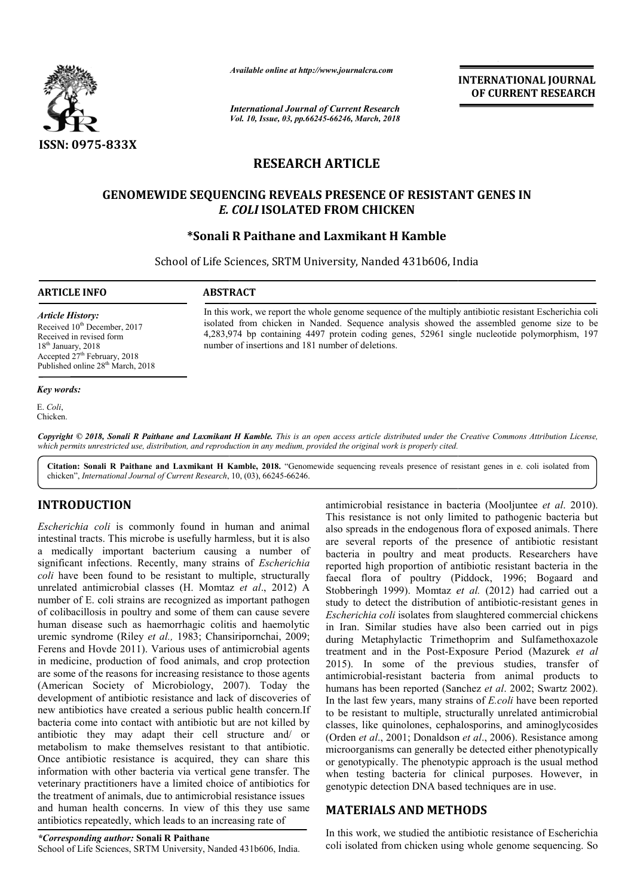ISSN: 0975-833X

*Available online at http://www.journalcra.com*

*International Journal of Current Research*
*Vol. 10, Issue, 03, pp.66245-66246, March, 2018*

**INTERNATIONAL JOURNAL OF CURRENT RESEARCH**

# RESEARCH ARTICLE

## GENOMEWIDE SEQUENCING REVEALS PRESENCE OF RESISTANT GENES IN *E. COLI* ISOLATED FROM CHICKEN

**\*Sonali R Paithane and Laxmikant H Kamble**

School of Life Sciences, SRTM University, Nanded 431b606, India

**ARTICLE INFO**

*Article History:*
Received 10th December, 2017
Received in revised form
18th January, 2018
Accepted 27th February, 2018
Published online 28th March, 2018

*Key words:*
E. *Coli*,
Chicken.

**ABSTRACT**

In this work, we report the whole genome sequence of the multiply antibiotic resistant Escherichia coli isolated from chicken in Nanded. Sequence analysis showed the assembled genome size to be 4,283,974 bp containing 4497 protein coding genes, 52961 single nucleotide polymorphism, 197 number of insertions and 181 number of deletions.

*Copyright © 2018, Sonali R Paithane and Laxmikant H Kamble. This is an open access article distributed under the Creative Commons Attribution License, which permits unrestricted use, distribution, and reproduction in any medium, provided the original work is properly cited.*

**Citation: Sonali R Paithane and Laxmikant H Kamble, 2018.** "Genomewide sequencing reveals presence of resistant genes in e. coli isolated from chicken", *International Journal of Current Research*, 10, (03), 66245-66246.

## INTRODUCTION

*Escherichia coli* is commonly found in human and animal intestinal tracts. This microbe is usefully harmless, but it is also a medically important bacterium causing a number of significant infections. Recently, many strains of *Escherichia coli* have been found to be resistant to multiple, structurally unrelated antimicrobial classes (H. Momtaz *et al*., 2012) A number of E. coli strains are recognized as important pathogen of colibacillosis in poultry and some of them can cause severe human disease such as haemorrhagic colitis and haemolytic uremic syndrome (Riley *et al.,* 1983; Chansiripornchai, 2009; Ferens and Hovde 2011). Various uses of antimicrobial agents in medicine, production of food animals, and crop protection are some of the reasons for increasing resistance to those agents (American Society of Microbiology, 2007). Today the development of antibiotic resistance and lack of discoveries of new antibiotics have created a serious public health concern.If bacteria come into contact with antibiotic but are not killed by antibiotic they may adapt their cell structure and/ or metabolism to make themselves resistant to that antibiotic. Once antibiotic resistance is acquired, they can share this information with other bacteria via vertical gene transfer. The veterinary practitioners have a limited choice of antibiotics for the treatment of animals, due to antimicrobial resistance issues and human health concerns. In view of this they use same antibiotics repeatedly, which leads to an increasing rate of antimicrobial resistance in bacteria (Mooljuntee *et al*. 2010). This resistance is not only limited to pathogenic bacteria but also spreads in the endogenous flora of exposed animals. There are several reports of the presence of antibiotic resistant bacteria in poultry and meat products. Researchers have reported high proportion of antibiotic resistant bacteria in the faecal flora of poultry (Piddock, 1996; Bogaard and Stobberingh 1999). Momtaz *et al.* (2012) had carried out a study to detect the distribution of antibiotic-resistant genes in *Escherichia coli* isolates from slaughtered commercial chickens in Iran. Similar studies have also been carried out in pigs during Metaphylactic Trimethoprim and Sulfamethoxazole treatment and in the Post-Exposure Period (Mazurek *et al* 2015). In some of the previous studies, transfer of antimicrobial-resistant bacteria from animal products to humans has been reported (Sanchez *et al*. 2002; Swartz 2002). In the last few years, many strains of *E.coli* have been reported to be resistant to multiple, structurally unrelated antimicrobial classes, like quinolones, cephalosporins, and aminoglycosides (Orden *et al*., 2001; Donaldson *et al*., 2006). Resistance among microorganisms can generally be detected either phenotypically or genotypically. The phenotypic approach is the usual method when testing bacteria for clinical purposes. However, in genotypic detection DNA based techniques are in use.

## MATERIALS AND METHODS

In this work, we studied the antibiotic resistance of Escherichia coli isolated from chicken using whole genome sequencing. So

*\*Corresponding author:* **Sonali R Paithane**
School of Life Sciences, SRTM University, Nanded 431b606, India.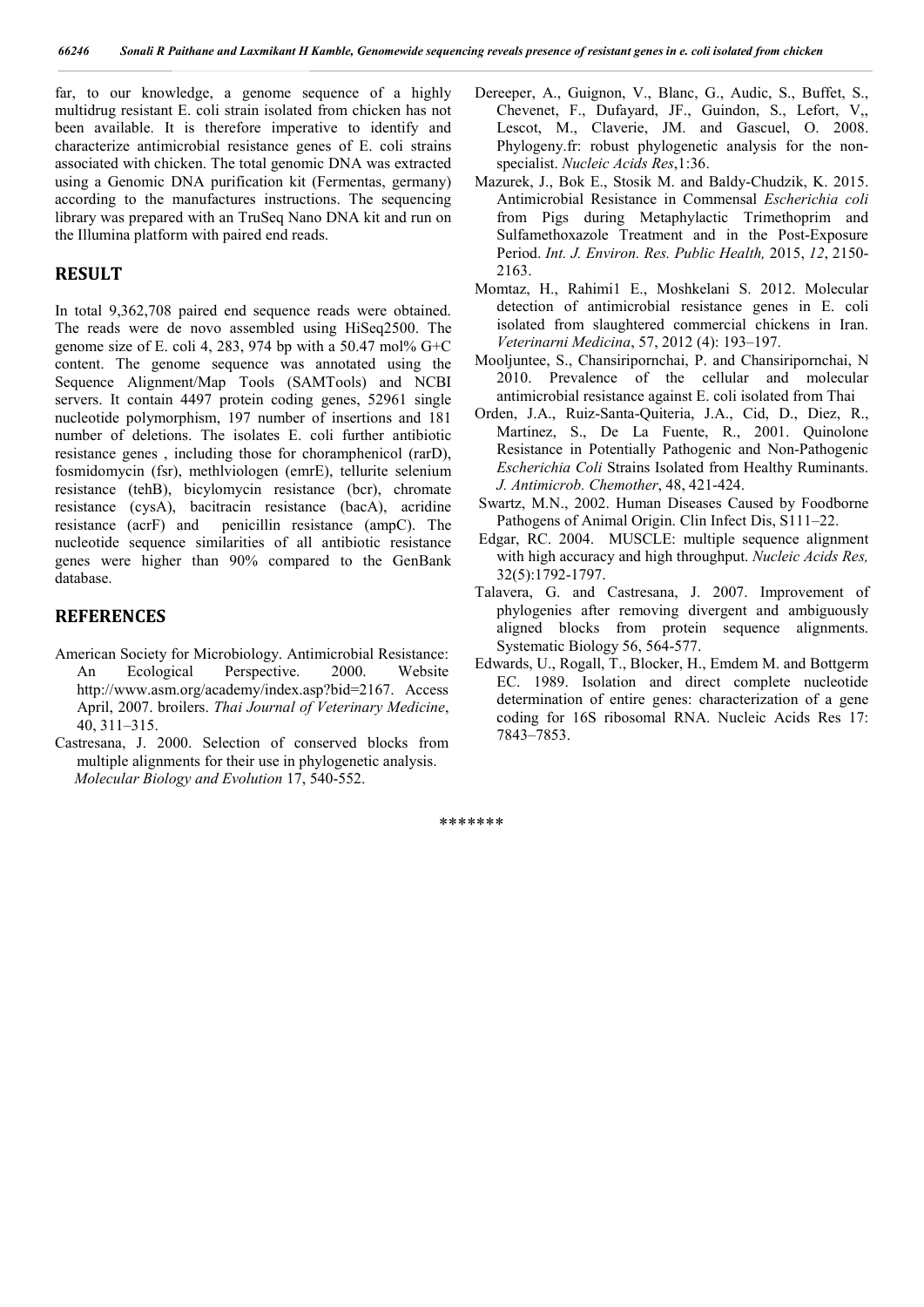far, to our knowledge, a genome sequence of a highly multidrug resistant E. coli strain isolated from chicken has not been available. It is therefore imperative to identify and characterize antimicrobial resistance genes of E. coli strains associated with chicken. The total genomic DNA was extracted using a Genomic DNA purification kit (Fermentas, germany) according to the manufactures instructions. The sequencing library was prepared with an TruSeq Nano DNA kit and run on the Illumina platform with paired end reads.

## RESULT

In total 9,362,708 paired end sequence reads were obtained. The reads were de novo assembled using HiSeq2500. The genome size of E. coli 4, 283, 974 bp with a 50.47 mol% G+C content. The genome sequence was annotated using the Sequence Alignment/Map Tools (SAMTools) and NCBI servers. It contain 4497 protein coding genes, 52961 single nucleotide polymorphism, 197 number of insertions and 181 number of deletions. The isolates E. coli further antibiotic resistance genes , including those for choramphenicol (rarD), fosmidomycin (fsr), methlviologen (emrE), tellurite selenium resistance (tehB), bicylomycin resistance (bcr), chromate resistance (cysA), bacitracin resistance (bacA), acridine resistance (acrF) and penicillin resistance (ampC). The nucleotide sequence similarities of all antibiotic resistance genes were higher than 90% compared to the GenBank database.

## REFERENCES

American Society for Microbiology. Antimicrobial Resistance: An Ecological Perspective. 2000. Website http://www.asm.org/academy/index.asp?bid=2167. Access April, 2007. broilers. *Thai Journal of Veterinary Medicine*, 40, 311–315.

Castresana, J. 2000. Selection of conserved blocks from multiple alignments for their use in phylogenetic analysis. *Molecular Biology and Evolution* 17, 540-552.

Dereeper, A., Guignon, V., Blanc, G., Audic, S., Buffet, S., Chevenet, F., Dufayard, JF., Guindon, S., Lefort, V,, Lescot, M., Claverie, JM. and Gascuel, O. 2008. Phylogeny.fr: robust phylogenetic analysis for the non-specialist. *Nucleic Acids Res*,1:36.

Mazurek, J., Bok E., Stosik M. and Baldy-Chudzik, K. 2015. Antimicrobial Resistance in Commensal *Escherichia coli* from Pigs during Metaphylactic Trimethoprim and Sulfamethoxazole Treatment and in the Post-Exposure Period. *Int. J. Environ. Res. Public Health,* 2015, *12*, 2150-2163.

Momtaz, H., Rahimi1 E., Moshkelani S. 2012. Molecular detection of antimicrobial resistance genes in E. coli isolated from slaughtered commercial chickens in Iran. *Veterinarni Medicina*, 57, 2012 (4): 193–197.

Mooljuntee, S., Chansiripornchai, P. and Chansiripornchai, N 2010. Prevalence of the cellular and molecular antimicrobial resistance against E. coli isolated from Thai

Orden, J.A., Ruiz-Santa-Quiteria, J.A., Cid, D., Diez, R., Martinez, S., De La Fuente, R., 2001. Quinolone Resistance in Potentially Pathogenic and Non-Pathogenic *Escherichia Coli* Strains Isolated from Healthy Ruminants. *J. Antimicrob. Chemother*, 48, 421-424.

Swartz, M.N., 2002. Human Diseases Caused by Foodborne Pathogens of Animal Origin. Clin Infect Dis, S111–22.

Edgar, RC. 2004. MUSCLE: multiple sequence alignment with high accuracy and high throughput. *Nucleic Acids Res,* 32(5):1792-1797.

Talavera, G. and Castresana, J. 2007. Improvement of phylogenies after removing divergent and ambiguously aligned blocks from protein sequence alignments. Systematic Biology 56, 564-577.

Edwards, U., Rogall, T., Blocker, H., Emdem M. and Bottgerm EC. 1989. Isolation and direct complete nucleotide determination of entire genes: characterization of a gene coding for 16S ribosomal RNA. Nucleic Acids Res 17: 7843–7853.

*******